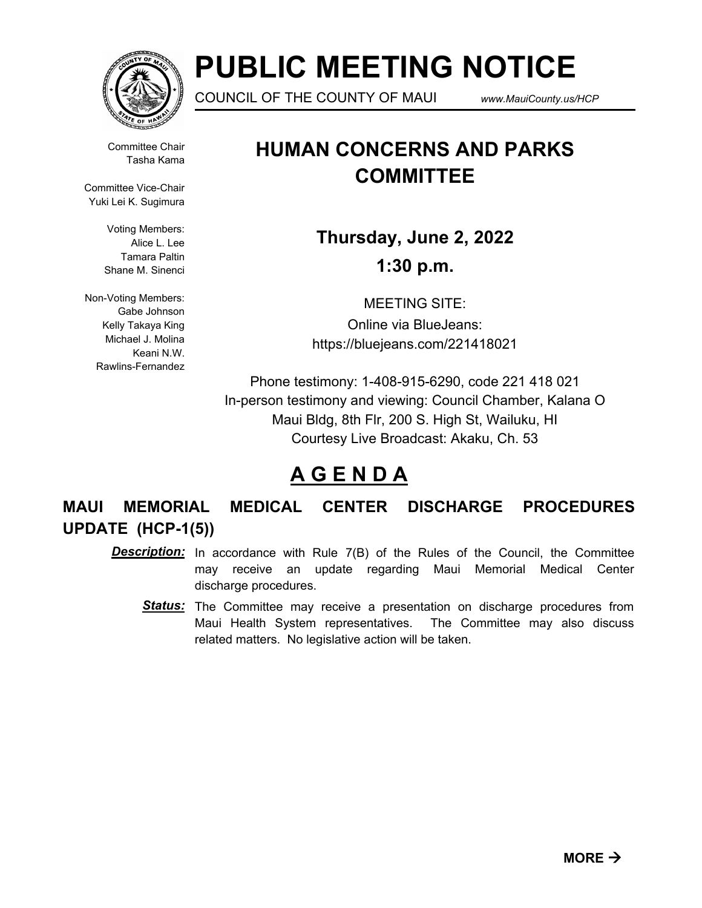# PUBLIC MEETING NOTICE

COUNCIL OF THE COUNTY OF MAUI www.MauiCounty.us/HCP

Committee Chair
Tasha Kama

Committee Vice-Chair
Yuki Lei K. Sugimura

Voting Members:
Alice L. Lee
Tamara Paltin
Shane M. Sinenci

Non-Voting Members:
Gabe Johnson
Kelly Takaya King
Michael J. Molina
Keani N.W. Rawlins-Fernandez

## HUMAN CONCERNS AND PARKS COMMITTEE

**Thursday, June 2, 2022**

**1:30 p.m.**

MEETING SITE:
Online via BlueJeans:
https://bluejeans.com/221418021

Phone testimony: 1-408-915-6290, code 221 418 021
In-person testimony and viewing: Council Chamber, Kalana O Maui Bldg, 8th Flr, 200 S. High St, Wailuku, HI
Courtesy Live Broadcast: Akaku, Ch. 53

## A G E N D A

### MAUI MEMORIAL MEDICAL CENTER DISCHARGE PROCEDURES UPDATE (HCP-1(5))

***Description:*** In accordance with Rule 7(B) of the Rules of the Council, the Committee may receive an update regarding Maui Memorial Medical Center discharge procedures.

***Status:*** The Committee may receive a presentation on discharge procedures from Maui Health System representatives. The Committee may also discuss related matters. No legislative action will be taken.

**MORE →**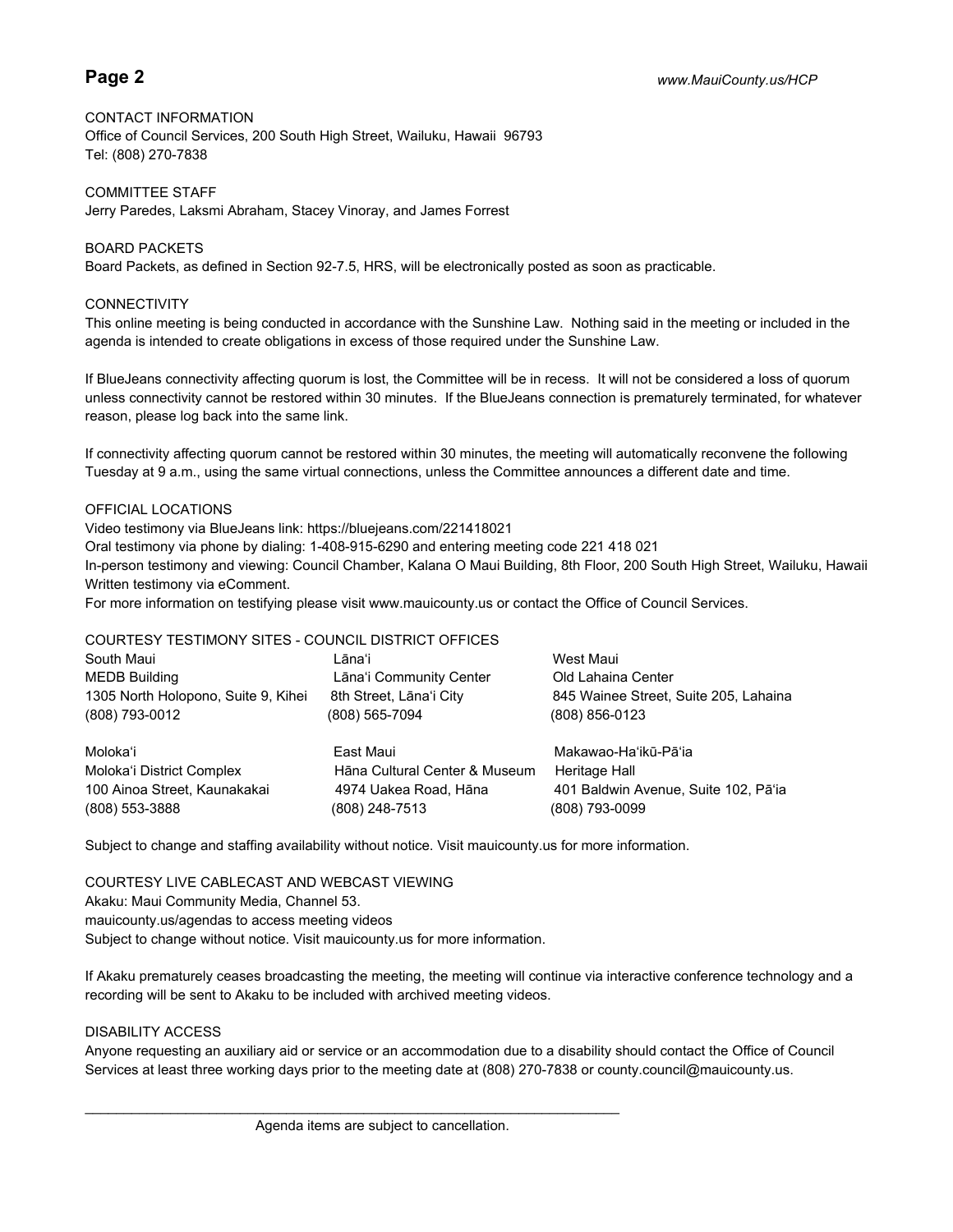CONTACT INFORMATION
Office of Council Services, 200 South High Street, Wailuku, Hawaii 96793
Tel: (808) 270-7838

COMMITTEE STAFF
Jerry Paredes, Laksmi Abraham, Stacey Vinoray, and James Forrest

BOARD PACKETS
Board Packets, as defined in Section 92-7.5, HRS, will be electronically posted as soon as practicable.

CONNECTIVITY
This online meeting is being conducted in accordance with the Sunshine Law. Nothing said in the meeting or included in the agenda is intended to create obligations in excess of those required under the Sunshine Law.

If BlueJeans connectivity affecting quorum is lost, the Committee will be in recess. It will not be considered a loss of quorum unless connectivity cannot be restored within 30 minutes. If the BlueJeans connection is prematurely terminated, for whatever reason, please log back into the same link.

If connectivity affecting quorum cannot be restored within 30 minutes, the meeting will automatically reconvene the following Tuesday at 9 a.m., using the same virtual connections, unless the Committee announces a different date and time.

OFFICIAL LOCATIONS
Video testimony via BlueJeans link: https://bluejeans.com/221418021
Oral testimony via phone by dialing: 1-408-915-6290 and entering meeting code 221 418 021
In-person testimony and viewing: Council Chamber, Kalana O Maui Building, 8th Floor, 200 South High Street, Wailuku, Hawaii
Written testimony via eComment.
For more information on testifying please visit www.mauicounty.us or contact the Office of Council Services.

COURTESY TESTIMONY SITES - COUNCIL DISTRICT OFFICES

| | | |
|---|---|---|
| South Maui<br>MEDB Building<br>1305 North Holopono, Suite 9, Kihei<br>(808) 793-0012 | Lānaʻi<br>Lānaʻi Community Center<br>8th Street, Lānaʻi City<br>(808) 565-7094 | West Maui<br>Old Lahaina Center<br>845 Wainee Street, Suite 205, Lahaina<br>(808) 856-0123 |
| Molokaʻi<br>Molokaʻi District Complex<br>100 Ainoa Street, Kaunakakai<br>(808) 553-3888 | East Maui<br>Hāna Cultural Center & Museum<br>4974 Uakea Road, Hāna<br>(808) 248-7513 | Makawao-Haʻikū-Pāʻia<br>Heritage Hall<br>401 Baldwin Avenue, Suite 102, Pāʻia<br>(808) 793-0099 |

Subject to change and staffing availability without notice. Visit mauicounty.us for more information.

COURTESY LIVE CABLECAST AND WEBCAST VIEWING
Akaku: Maui Community Media, Channel 53.
mauicounty.us/agendas to access meeting videos
Subject to change without notice. Visit mauicounty.us for more information.

If Akaku prematurely ceases broadcasting the meeting, the meeting will continue via interactive conference technology and a recording will be sent to Akaku to be included with archived meeting videos.

DISABILITY ACCESS
Anyone requesting an auxiliary aid or service or an accommodation due to a disability should contact the Office of Council Services at least three working days prior to the meeting date at (808) 270-7838 or county.council@mauicounty.us.

---

Agenda items are subject to cancellation.